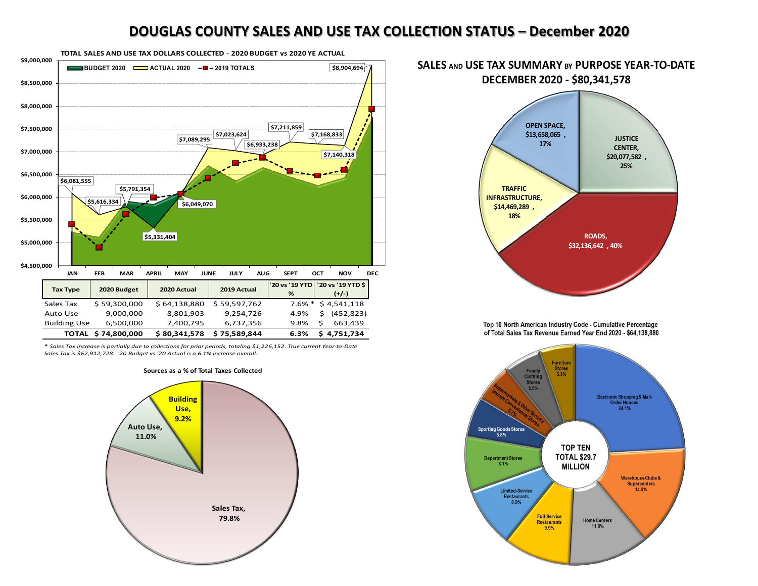# DOUGLAS COUNTY SALES AND USE TAX COLLECTION STATUS – December 2020

**TOTAL SALES AND USE TAX DOLLARS COLLECTED - 2020 BUDGET vs 2020 YE ACTUAL**

BUDGET 2020 | ACTUAL 2020 | 2019 TOTALS

| Month | 2020 Actual |
|---|---|
| JAN | $6,081,555 |
| FEB | $5,616,334 |
| MAR | $5,791,354 |
| APRIL | $5,331,404 |
| MAY | $6,049,070 |
| JUNE | $7,089,295 |
| JULY | $7,023,624 |
| AUG | $6,933,238 |
| SEPT | $7,211,859 |
| OCT | $7,168,833 |
| NOV | $7,140,318 |
| DEC | $8,904,694 |

| Tax Type | 2020 Budget | 2020 Actual | 2019 Actual | '20 vs '19 YTD % | '20 vs '19 YTD $ (+/-) |
|---|---|---|---|---|---|
| Sales Tax | $ 59,300,000 | $ 64,138,880 | $ 59,597,762 | 7.6% * | $ 4,541,118 |
| Auto Use | 9,000,000 | 8,801,903 | 9,254,726 | -4.9% | $ (452,823) |
| Building Use | 6,500,000 | 7,400,795 | 6,737,356 | 9.8% | $ 663,439 |
| **TOTAL** | **$ 74,800,000** | **$ 80,341,578** | **$ 75,589,844** | **6.3%** | **$ 4,751,734** |

*\* Sales Tax increase is partially due to collections for prior periods, totaling $1,226,152. True current Year-to-Date Sales Tax is $62,912,728. '20 Budget vs '20 Actual is a 6.1% increase overall.*

**Sources as a % of Total Taxes Collected**

- Sales Tax, 79.8%
- Auto Use, 11.0%
- Building Use, 9.2%

## SALES AND USE TAX SUMMARY BY PURPOSE YEAR-TO-DATE DECEMBER 2020 - $80,341,578

- ROADS, $32,136,642, 40%
- JUSTICE CENTER, $20,077,582, 25%
- TRAFFIC INFRASTRUCTURE, $14,469,289, 18%
- OPEN SPACE, $13,658,065, 17%

**Top 10 North American Industry Code - Cumulative Percentage of Total Sales Tax Revenue Earned Year End 2020 - $64,138,880**

TOP TEN TOTAL $29.7 MILLION

- Electronic Shopping & Mail-Order Houses 24.1%
- Warehouse Clubs & Supercenters 14.9%
- Home Centers 11.8%
- Full-Service Restaurants 9.9%
- Limited-Service Restaurants 8.9%
- Department Stores 8.1%
- Sporting Goods Stores 5.8%
- Supermarkets & Other Grocery (except Convenience) Stores 5.7%
- Family Clothing Stores 5.5%
- Furniture Stores 5.3%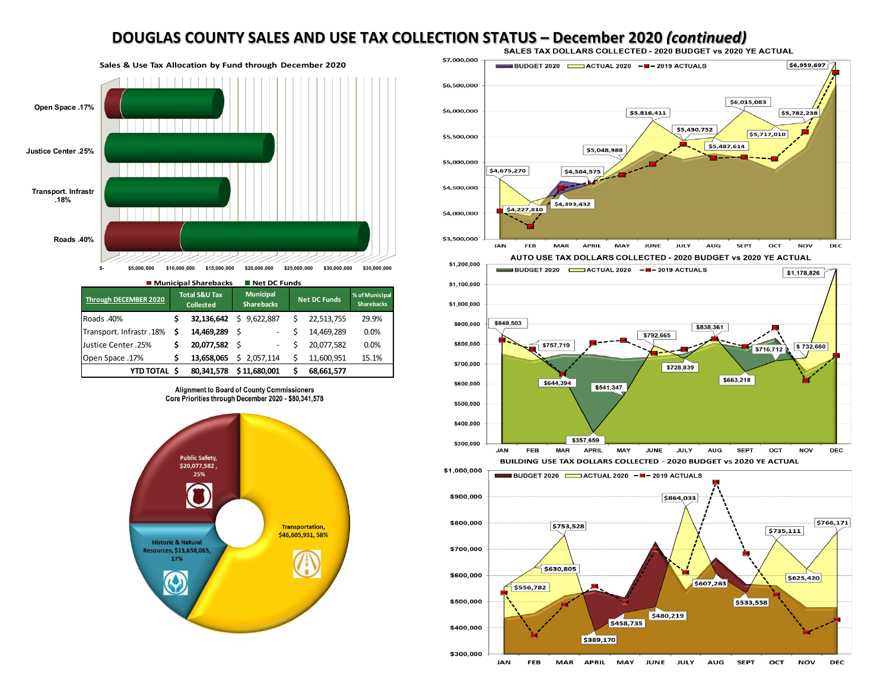# DOUGLAS COUNTY SALES AND USE TAX COLLECTION STATUS – December 2020 *(continued)*

Sales & Use Tax Allocation by Fund through December 2020

Open Space .17%
Justice Center .25%
Transport. Infrastr .18%
Roads .40%

$- $5,000,000 $10,000,000 $15,000,000 $20,000,000 $25,000,000 $30,000,000 $35,000,000

Municipal Sharebacks   Net DC Funds

| Through DECEMBER 2020 | Total S&U Tax Collected | Municipal Sharebacks | Net DC Funds | % of Municipal Sharebacks |
|---|---|---|---|---|
| Roads .40% | $ 32,136,642 | $ 9,622,887 | $ 22,513,755 | 29.9% |
| Transport. Infrastr .18% | $ 14,469,289 | $ - | $ 14,469,289 | 0.0% |
| Justice Center .25% | $ 20,077,582 | $ - | $ 20,077,582 | 0.0% |
| Open Space .17% | $ 13,658,065 | $ 2,057,114 | $ 11,600,951 | 15.1% |
| YTD TOTAL | $ 80,341,578 | $ 11,680,001 | $ 68,661,577 | |

Alignment to Board of County Commissioners Core Priorities through December 2020 - $80,341,578

Public Safety, $20,077,582 , 25%
Transportation, $46,605,931, 58%
Historic & Natural Resources, $13,658,065, 17%

SALES TAX DOLLARS COLLECTED - 2020 BUDGET vs 2020 YE ACTUAL

BUDGET 2020   ACTUAL 2020   2019 ACTUALS

$4,675,270 $4,227,810 $4,393,432 $4,584,575 $5,048,988 $5,816,411 $5,430,752 $5,487,614 $6,015,083 $5,717,010 $5,782,238 $6,959,697

JAN FEB MAR APRIL MAY JUNE JULY AUG SEPT OCT NOV DEC

AUTO USE TAX DOLLARS COLLECTED - 2020 BUDGET vs 2020 YE ACTUAL

BUDGET 2020   ACTUAL 2020   2019 ACTUALS

$849,503 $757,719 $644,394 $357,659 $541,347 $792,665 $728,839 $838,361 $663,218 $716,712 $ 732,660 $1,178,826

JAN FEB MAR APRIL MAY JUNE JULY AUG SEPT OCT NOV DEC

BUILDING USE TAX DOLLARS COLLECTED - 2020 BUDGET vs 2020 YE ACTUAL

BUDGET 2020   ACTUAL 2020   2019 ACTUALS

$556,782 $630,805 $753,528 $389,170 $458,735 $480,219 $864,033 $607,263 $533,558 $735,111 $625,420 $766,171

JAN FEB MAR APRIL MAY JUNE JULY AUG SEPT OCT NOV DEC